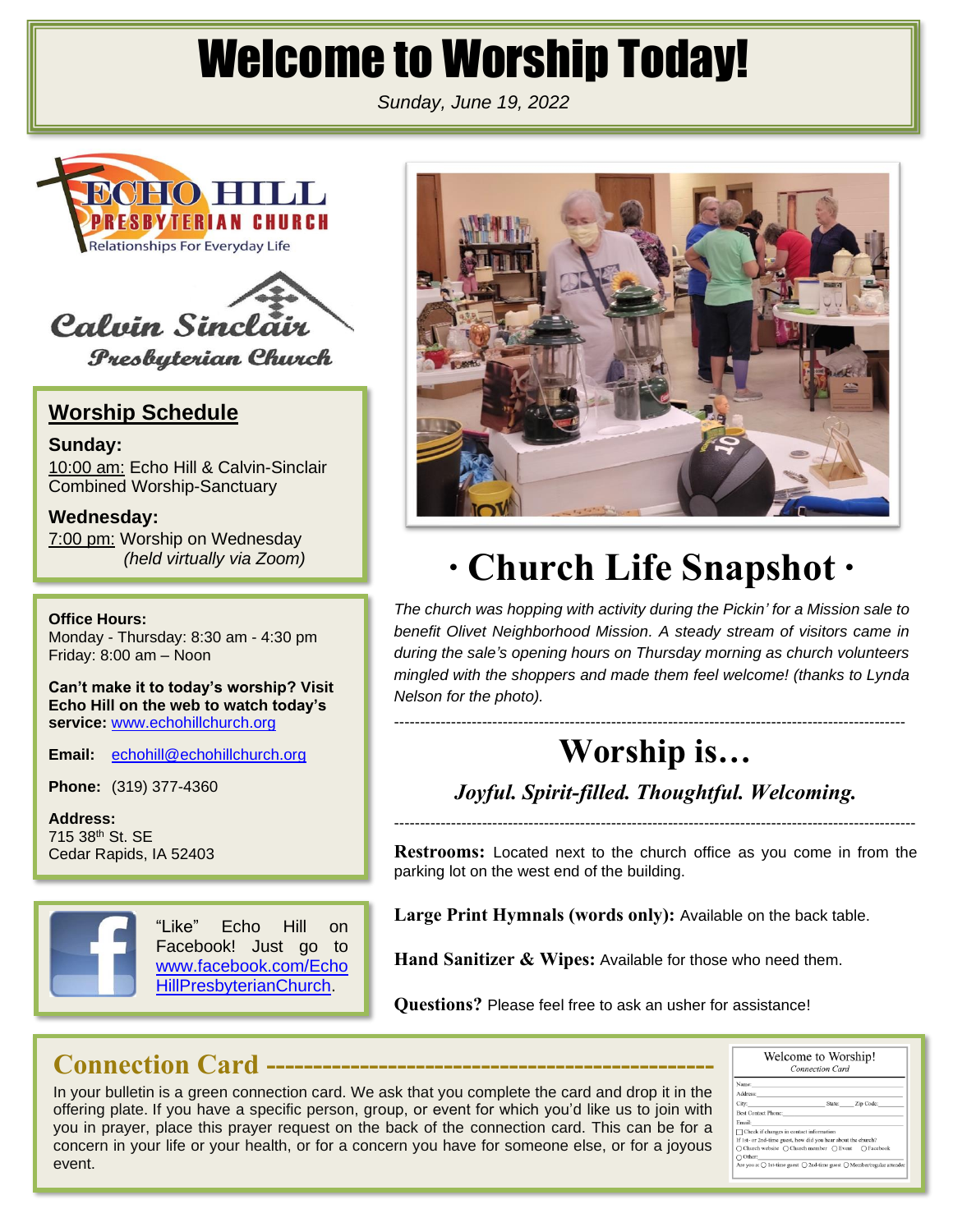# Welcome to Worship Today!

*Sunday, June 19, 2022*

ECHO HILL PRESBYTERIAN CHURCH
Relationships For Everyday Life

Calvin Sinclair Presbyterian Church

## Worship Schedule

**Sunday:**
10:00 am: Echo Hill & Calvin-Sinclair Combined Worship-Sanctuary

**Wednesday:**
7:00 pm: Worship on Wednesday
*(held virtually via Zoom)*

**Office Hours:**
Monday - Thursday: 8:30 am - 4:30 pm
Friday: 8:00 am – Noon

**Can't make it to today's worship? Visit Echo Hill on the web to watch today's service:** www.echohillchurch.org

**Email:** echohill@echohillchurch.org

**Phone:** (319) 377-4360

**Address:**
715 38th St. SE
Cedar Rapids, IA 52403

"Like" Echo Hill on Facebook! Just go to www.facebook.com/EchoHillPresbyterianChurch.

## · Church Life Snapshot ·

*The church was hopping with activity during the Pickin' for a Mission sale to benefit Olivet Neighborhood Mission. A steady stream of visitors came in during the sale's opening hours on Thursday morning as church volunteers mingled with the shoppers and made them feel welcome! (thanks to Lynda Nelson for the photo).*

---

## Worship is…

***Joyful. Spirit-filled. Thoughtful. Welcoming.***

---

**Restrooms:** Located next to the church office as you come in from the parking lot on the west end of the building.

**Large Print Hymnals (words only):** Available on the back table.

**Hand Sanitizer & Wipes:** Available for those who need them.

**Questions?** Please feel free to ask an usher for assistance!

## Connection Card

In your bulletin is a green connection card. We ask that you complete the card and drop it in the offering plate. If you have a specific person, group, or event for which you'd like us to join with you in prayer, place this prayer request on the back of the connection card. This can be for a concern in your life or your health, or for a concern you have for someone else, or for a joyous event.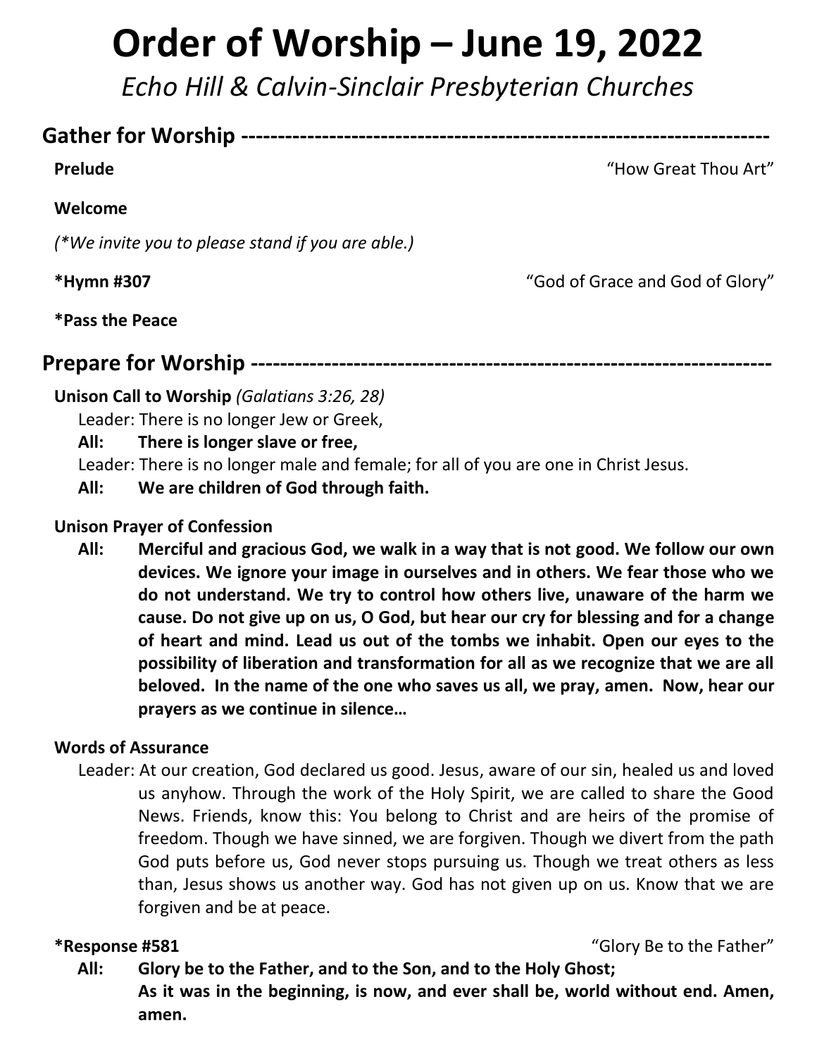# Order of Worship – June 19, 2022

*Echo Hill & Calvin-Sinclair Presbyterian Churches*

## Gather for Worship

**Prelude** "How Great Thou Art"

**Welcome**

*(*We invite you to please stand if you are able.)*

***Hymn #307** "God of Grace and God of Glory"

***Pass the Peace**

## Prepare for Worship

**Unison Call to Worship** *(Galatians 3:26, 28)*

Leader: There is no longer Jew or Greek,

**All: There is longer slave or free,**

Leader: There is no longer male and female; for all of you are one in Christ Jesus.

**All: We are children of God through faith.**

**Unison Prayer of Confession**

**All: Merciful and gracious God, we walk in a way that is not good. We follow our own devices. We ignore your image in ourselves and in others. We fear those who we do not understand. We try to control how others live, unaware of the harm we cause. Do not give up on us, O God, but hear our cry for blessing and for a change of heart and mind. Lead us out of the tombs we inhabit. Open our eyes to the possibility of liberation and transformation for all as we recognize that we are all beloved. In the name of the one who saves us all, we pray, amen. Now, hear our prayers as we continue in silence…**

**Words of Assurance**

Leader: At our creation, God declared us good. Jesus, aware of our sin, healed us and loved us anyhow. Through the work of the Holy Spirit, we are called to share the Good News. Friends, know this: You belong to Christ and are heirs of the promise of freedom. Though we have sinned, we are forgiven. Though we divert from the path God puts before us, God never stops pursuing us. Though we treat others as less than, Jesus shows us another way. God has not given up on us. Know that we are forgiven and be at peace.

***Response #581** "Glory Be to the Father"

**All: Glory be to the Father, and to the Son, and to the Holy Ghost;
As it was in the beginning, is now, and ever shall be, world without end. Amen, amen.**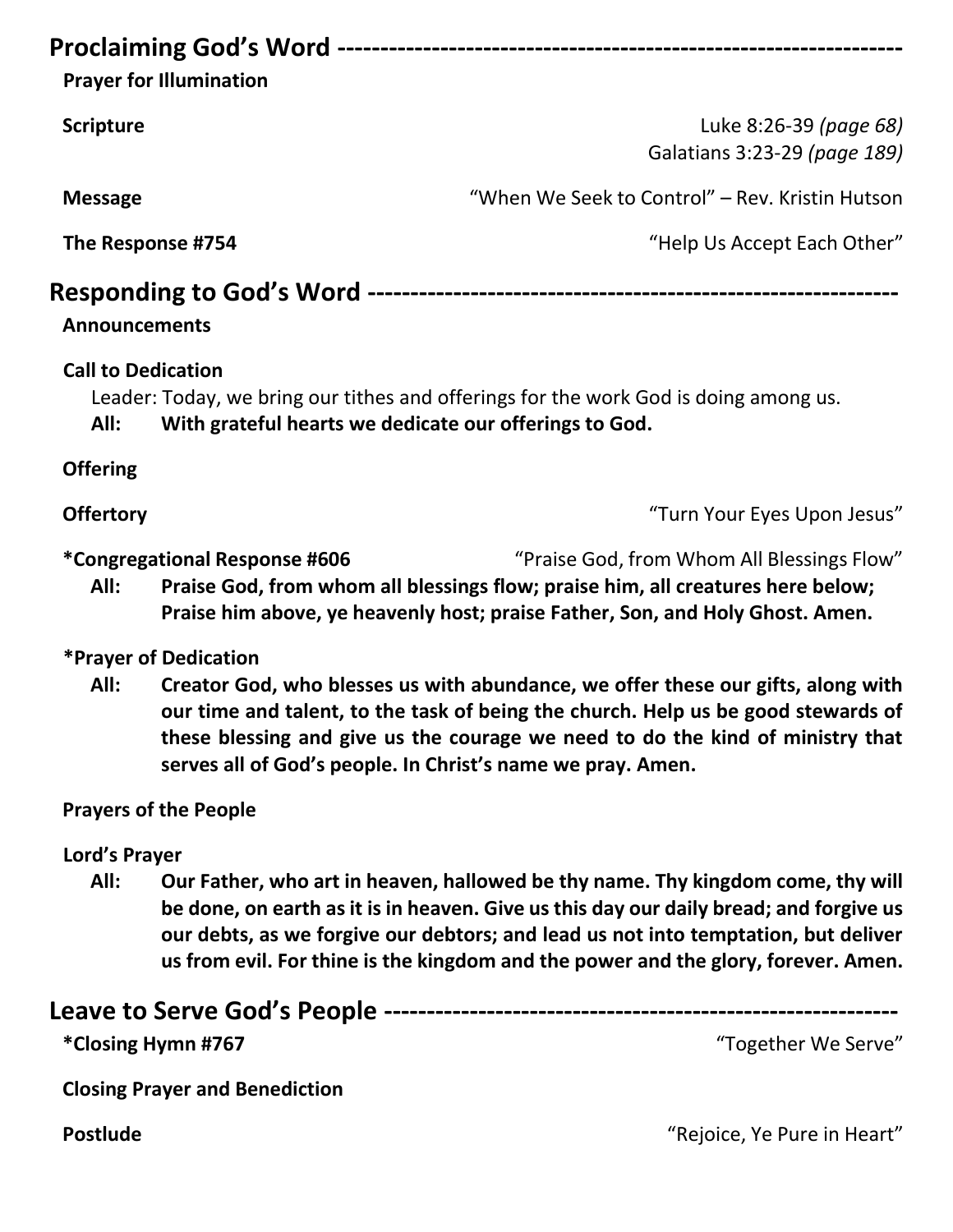## Proclaiming God's Word

**Prayer for Illumination**

**Scripture** Luke 8:26-39 *(page 68)*
Galatians 3:23-29 *(page 189)*

**Message** "When We Seek to Control" – Rev. Kristin Hutson

**The Response #754** "Help Us Accept Each Other"

## Responding to God's Word

**Announcements**

**Call to Dedication**

Leader: Today, we bring our tithes and offerings for the work God is doing among us.

**All: With grateful hearts we dedicate our offerings to God.**

**Offering**

**Offertory** "Turn Your Eyes Upon Jesus"

**\*Congregational Response #606** "Praise God, from Whom All Blessings Flow"

**All: Praise God, from whom all blessings flow; praise him, all creatures here below; Praise him above, ye heavenly host; praise Father, Son, and Holy Ghost. Amen.**

**\*Prayer of Dedication**

**All: Creator God, who blesses us with abundance, we offer these our gifts, along with our time and talent, to the task of being the church. Help us be good stewards of these blessing and give us the courage we need to do the kind of ministry that serves all of God's people. In Christ's name we pray. Amen.**

**Prayers of the People**

**Lord's Prayer**

**All: Our Father, who art in heaven, hallowed be thy name. Thy kingdom come, thy will be done, on earth as it is in heaven. Give us this day our daily bread; and forgive us our debts, as we forgive our debtors; and lead us not into temptation, but deliver us from evil. For thine is the kingdom and the power and the glory, forever. Amen.**

## Leave to Serve God's People

**\*Closing Hymn #767** "Together We Serve"

**Closing Prayer and Benediction**

**Postlude** "Rejoice, Ye Pure in Heart"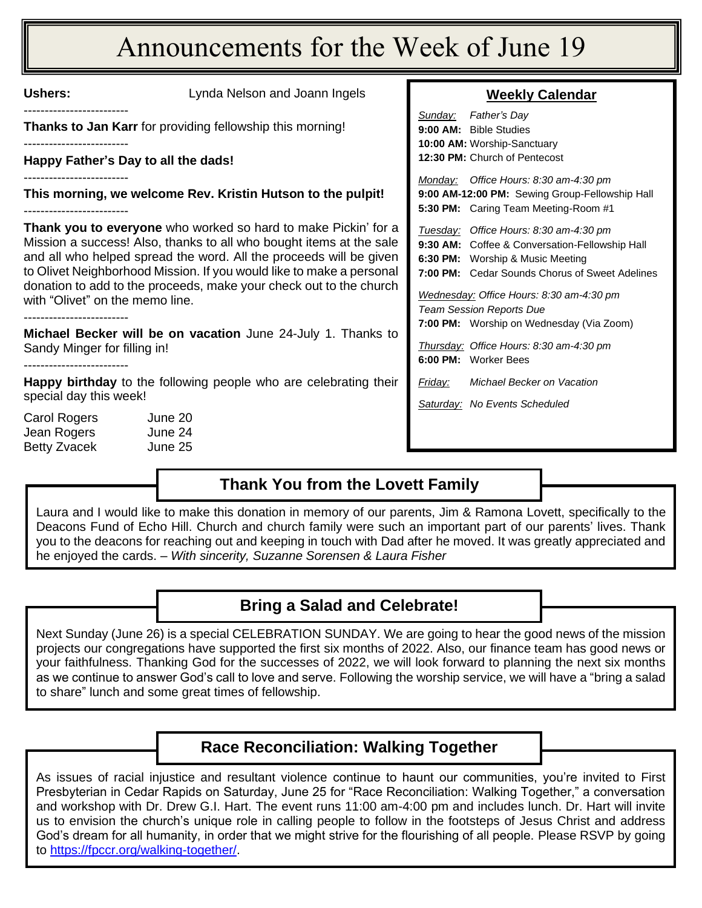# Announcements for the Week of June 19

**Ushers:** Lynda Nelson and Joann Ingels

-------------------------

**Thanks to Jan Karr** for providing fellowship this morning!

-------------------------

**Happy Father's Day to all the dads!**

-------------------------

**This morning, we welcome Rev. Kristin Hutson to the pulpit!**

-------------------------

**Thank you to everyone** who worked so hard to make Pickin' for a Mission a success! Also, thanks to all who bought items at the sale and all who helped spread the word. All the proceeds will be given to Olivet Neighborhood Mission. If you would like to make a personal donation to add to the proceeds, make your check out to the church with "Olivet" on the memo line.

-------------------------

**Michael Becker will be on vacation** June 24-July 1. Thanks to Sandy Minger for filling in!

-------------------------

**Happy birthday** to the following people who are celebrating their special day this week!

| | |
|---|---|
| Carol Rogers | June 20 |
| Jean Rogers | June 24 |
| Betty Zvacek | June 25 |

## Weekly Calendar

*Sunday:* *Father's Day*
**9:00 AM:** Bible Studies
**10:00 AM:** Worship-Sanctuary
**12:30 PM:** Church of Pentecost

*Monday:* *Office Hours: 8:30 am-4:30 pm*
**9:00 AM-12:00 PM:** Sewing Group-Fellowship Hall
**5:30 PM:** Caring Team Meeting-Room #1

*Tuesday:* *Office Hours: 8:30 am-4:30 pm*
**9:30 AM:** Coffee & Conversation-Fellowship Hall
**6:30 PM:** Worship & Music Meeting
**7:00 PM:** Cedar Sounds Chorus of Sweet Adelines

*Wednesday:* *Office Hours: 8:30 am-4:30 pm*
*Team Session Reports Due*
**7:00 PM:** Worship on Wednesday (Via Zoom)

*Thursday:* *Office Hours: 8:30 am-4:30 pm*
**6:00 PM:** Worker Bees

*Friday:* *Michael Becker on Vacation*

*Saturday:* *No Events Scheduled*

## Thank You from the Lovett Family

Laura and I would like to make this donation in memory of our parents, Jim & Ramona Lovett, specifically to the Deacons Fund of Echo Hill. Church and church family were such an important part of our parents' lives. Thank you to the deacons for reaching out and keeping in touch with Dad after he moved. It was greatly appreciated and he enjoyed the cards. – *With sincerity, Suzanne Sorensen & Laura Fisher*

## Bring a Salad and Celebrate!

Next Sunday (June 26) is a special CELEBRATION SUNDAY. We are going to hear the good news of the mission projects our congregations have supported the first six months of 2022. Also, our finance team has good news or your faithfulness. Thanking God for the successes of 2022, we will look forward to planning the next six months as we continue to answer God's call to love and serve. Following the worship service, we will have a "bring a salad to share" lunch and some great times of fellowship.

## Race Reconciliation: Walking Together

As issues of racial injustice and resultant violence continue to haunt our communities, you're invited to First Presbyterian in Cedar Rapids on Saturday, June 25 for "Race Reconciliation: Walking Together," a conversation and workshop with Dr. Drew G.I. Hart. The event runs 11:00 am-4:00 pm and includes lunch. Dr. Hart will invite us to envision the church's unique role in calling people to follow in the footsteps of Jesus Christ and address God's dream for all humanity, in order that we might strive for the flourishing of all people. Please RSVP by going to https://fpccr.org/walking-together/.